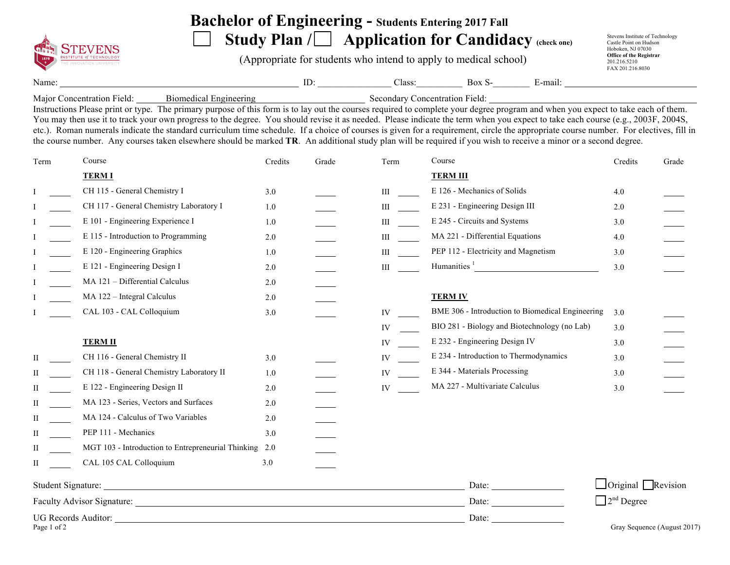# Bachelor of Engineering - Students Entering 2017 Fall

☐ Study Plan / ☐ Application for Candidacy (check one)

(Appropriate for students who intend to apply to medical school)

Stevens Institute of Technology
Castle Point on Hudson
Hoboken, NJ 07030
**Office of the Registrar**
201.216.5210
FAX 201.216.8030

Name: ______________________ ID: ____________ Class: ________ Box S-________ E-mail: ______________________

Major Concentration Field: Biomedical Engineering Secondary Concentration Field: ______________________

Instructions Please print or type. The primary purpose of this form is to lay out the courses required to complete your degree program and when you expect to take each of them. You may then use it to track your own progress to the degree. You should revise it as needed. Please indicate the term when you expect to take each course (e.g., 2003F, 2004S, etc.). Roman numerals indicate the standard curriculum time schedule. If a choice of courses is given for a requirement, circle the appropriate course number. For electives, fill in the course number. Any courses taken elsewhere should be marked **TR**. An additional study plan will be required if you wish to receive a minor or a second degree.

| Term | | Course | Credits | Grade |
|---|---|---|---|---|
| | | **TERM I** | | |
| I | ____ | CH 115 - General Chemistry I | 3.0 | ____ |
| I | ____ | CH 117 - General Chemistry Laboratory I | 1.0 | ____ |
| I | ____ | E 101 - Engineering Experience I | 1.0 | ____ |
| I | ____ | E 115 - Introduction to Programming | 2.0 | ____ |
| I | ____ | E 120 - Engineering Graphics | 1.0 | ____ |
| I | ____ | E 121 - Engineering Design I | 2.0 | ____ |
| I | ____ | MA 121 – Differential Calculus | 2.0 | ____ |
| I | ____ | MA 122 – Integral Calculus | 2.0 | ____ |
| I | ____ | CAL 103 - CAL Colloquium | 3.0 | ____ |
| | | **TERM II** | | |
| II | ____ | CH 116 - General Chemistry II | 3.0 | ____ |
| II | ____ | CH 118 - General Chemistry Laboratory II | 1.0 | ____ |
| II | ____ | E 122 - Engineering Design II | 2.0 | ____ |
| II | ____ | MA 123 - Series, Vectors and Surfaces | 2.0 | ____ |
| II | ____ | MA 124 - Calculus of Two Variables | 2.0 | ____ |
| II | ____ | PEP 111 - Mechanics | 3.0 | ____ |
| II | ____ | MGT 103 - Introduction to Entrepreneurial Thinking | 2.0 | ____ |
| II | ____ | CAL 105 CAL Colloquium | 3.0 | ____ |
| | | **TERM III** | | |
| III | ____ | E 126 - Mechanics of Solids | 4.0 | ____ |
| III | ____ | E 231 - Engineering Design III | 2.0 | ____ |
| III | ____ | E 245 - Circuits and Systems | 3.0 | ____ |
| III | ____ | MA 221 - Differential Equations | 4.0 | ____ |
| III | ____ | PEP 112 - Electricity and Magnetism | 3.0 | ____ |
| III | ____ | Humanities [1] ____________________ | 3.0 | ____ |
| | | **TERM IV** | | |
| IV | ____ | BME 306 - Introduction to Biomedical Engineering | 3.0 | ____ |
| IV | ____ | BIO 281 - Biology and Biotechnology (no Lab) | 3.0 | ____ |
| IV | ____ | E 232 - Engineering Design IV | 3.0 | ____ |
| IV | ____ | E 234 - Introduction to Thermodynamics | 3.0 | ____ |
| IV | ____ | E 344 - Materials Processing | 3.0 | ____ |
| IV | ____ | MA 227 - Multivariate Calculus | 3.0 | ____ |

Student Signature: ______________________________ Date: ____________ ☐ Original ☐ Revision

Faculty Advisor Signature: ______________________________ Date: ____________ ☐ 2nd Degree

UG Records Auditor: ______________________________ Date: ____________

Gray Sequence (August 2017)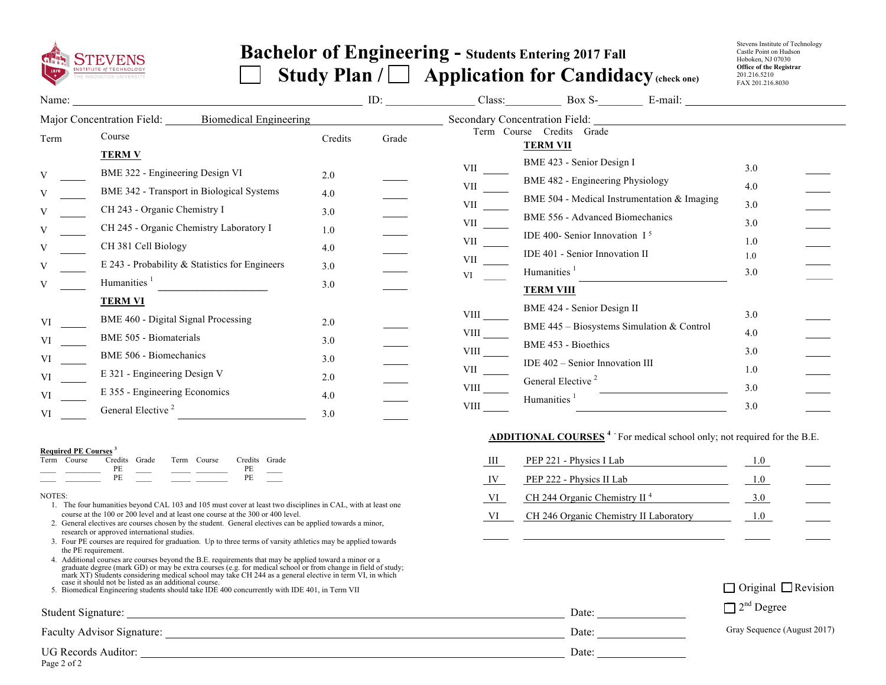# Bachelor of Engineering - Students Entering 2017 Fall

☐ Study Plan / ☐ Application for Candidacy (check one)

Stevens Institute of Technology
Castle Point on Hudson
Hoboken, NJ 07030
**Office of the Registrar**
201.216.5210
FAX 201.216.8030

Name: ______________________ ID: ____________ Class:________ Box S-________ E-mail: ______________________

Major Concentration Field: Biomedical Engineering

Secondary Concentration Field: ______________________

| Term | | Course | Credits | Grade |
|---|---|---|---|---|
| | | **TERM V** | | |
| V | ____ | BME 322 - Engineering Design VI | 2.0 | ____ |
| V | ____ | BME 342 - Transport in Biological Systems | 4.0 | ____ |
| V | ____ | CH 243 - Organic Chemistry I | 3.0 | ____ |
| V | ____ | CH 245 - Organic Chemistry Laboratory I | 1.0 | ____ |
| V | ____ | CH 381 Cell Biology | 4.0 | ____ |
| V | ____ | E 243 - Probability & Statistics for Engineers | 3.0 | ____ |
| V | ____ | Humanities [1] ________________ | 3.0 | ____ |
| | | **TERM VI** | | |
| VI | ____ | BME 460 - Digital Signal Processing | 2.0 | ____ |
| VI | ____ | BME 505 - Biomaterials | 3.0 | ____ |
| VI | ____ | BME 506 - Biomechanics | 3.0 | ____ |
| VI | ____ | E 321 - Engineering Design V | 2.0 | ____ |
| VI | ____ | E 355 - Engineering Economics | 4.0 | ____ |
| VI | ____ | General Elective [2] ________________ | 3.0 | ____ |

| Term | Course | Credits | Grade |
|---|---|---|---|
| | **TERM VII** | | |
| VII ____ | BME 423 - Senior Design I | 3.0 | ____ |
| VII ____ | BME 482 - Engineering Physiology | 4.0 | ____ |
| VII ____ | BME 504 - Medical Instrumentation & Imaging | 3.0 | ____ |
| VII ____ | BME 556 - Advanced Biomechanics | 3.0 | ____ |
| VII ____ | IDE 400- Senior Innovation I [5] | 1.0 | ____ |
| VII ____ | IDE 401 - Senior Innovation II | 1.0 | ____ |
| VI ____ | Humanities [1] ________________ | 3.0 | ____ |
| | **TERM VIII** | | |
| VIII ____ | BME 424 - Senior Design II | 3.0 | ____ |
| VIII ____ | BME 445 – Biosystems Simulation & Control | 4.0 | ____ |
| VIII ____ | BME 453 - Bioethics | 3.0 | ____ |
| VII ____ | IDE 402 – Senior Innovation III | 1.0 | ____ |
| VIII ____ | General Elective [2] ________________ | 3.0 | ____ |
| VIII ____ | Humanities [1] ________________ | 3.0 | ____ |

**ADDITIONAL COURSES** [4] - For medical school only; not required for the B.E.

| Term | Course | Credits | Grade |
|---|---|---|---|
| III | PEP 221 - Physics I Lab | 1.0 | ____ |
| IV | PEP 222 - Physics II Lab | 1.0 | ____ |
| VI | CH 244 Organic Chemistry II [4] | 3.0 | ____ |
| VI | CH 246 Organic Chemistry II Laboratory | 1.0 | ____ |
| ____ | ________________ | ____ | ____ |

**Required PE Courses** [3]

| Term | Course | Credits | Grade | Term | Course | Credits | Grade |
|---|---|---|---|---|---|---|---|
| ____ | ________ | PE | ____ | ____ | ________ | PE | ____ |
| ____ | ________ | PE | ____ | ____ | ________ | PE | ____ |

NOTES:

1. The four humanities beyond CAL 103 and 105 must cover at least two disciplines in CAL, with at least one course at the 100 or 200 level and at least one course at the 300 or 400 level.
2. General electives are courses chosen by the student. General electives can be applied towards a minor, research or approved international studies.
3. Four PE courses are required for graduation. Up to three terms of varsity athletics may be applied towards the PE requirement.
4. Additional courses are courses beyond the B.E. requirements that may be applied toward a minor or a graduate degree (mark GD) or may be extra courses (e.g. for medical school or from change in field of study; mark XT) Students considering medical school may take CH 244 as a general elective in term VI, in which case it should not be listed as an additional course.
5. Biomedical Engineering students should take IDE 400 concurrently with IDE 401, in Term VII

☐ Original ☐ Revision

☐ 2nd Degree

Student Signature: ________________________________ Date: ____________

Faculty Advisor Signature: ________________________________ Date: ____________

UG Records Auditor: ________________________________ Date: ____________

Gray Sequence (August 2017)